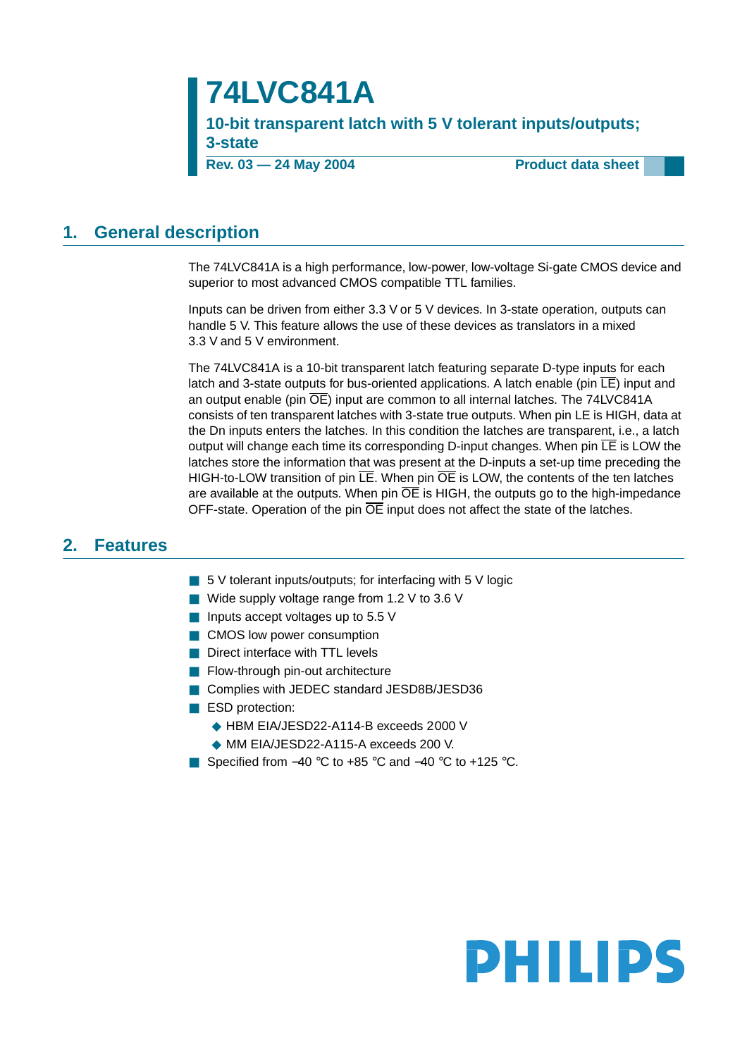# 74LVC841A

**10-bit transparent latch with 5 V tolerant inputs/outputs; 3-state**

**Rev. 03 — 24 May 2004** **Product data sheet**

## 1. General description

The 74LVC841A is a high performance, low-power, low-voltage Si-gate CMOS device and superior to most advanced CMOS compatible TTL families.

Inputs can be driven from either 3.3 V or 5 V devices. In 3-state operation, outputs can handle 5 V. This feature allows the use of these devices as translators in a mixed 3.3 V and 5 V environment.

The 74LVC841A is a 10-bit transparent latch featuring separate D-type inputs for each latch and 3-state outputs for bus-oriented applications. A latch enable (pin $\overline{LE}$) input and an output enable (pin $\overline{OE}$) input are common to all internal latches. The 74LVC841A consists of ten transparent latches with 3-state true outputs. When pin LE is HIGH, data at the Dn inputs enters the latches. In this condition the latches are transparent, i.e., a latch output will change each time its corresponding D-input changes. When pin $\overline{LE}$ is LOW the latches store the information that was present at the D-inputs a set-up time preceding the HIGH-to-LOW transition of pin $\overline{LE}$. When pin $\overline{OE}$ is LOW, the contents of the ten latches are available at the outputs. When pin $\overline{OE}$ is HIGH, the outputs go to the high-impedance OFF-state. Operation of the pin $\overline{OE}$ input does not affect the state of the latches.

## 2. Features

- 5 V tolerant inputs/outputs; for interfacing with 5 V logic
- Wide supply voltage range from 1.2 V to 3.6 V
- Inputs accept voltages up to 5.5 V
- CMOS low power consumption
- Direct interface with TTL levels
- Flow-through pin-out architecture
- Complies with JEDEC standard JESD8B/JESD36
- ESD protection:
  - HBM EIA/JESD22-A114-B exceeds 2000 V
  - MM EIA/JESD22-A115-A exceeds 200 V.
- Specified from −40 °C to +85 °C and −40 °C to +125 °C.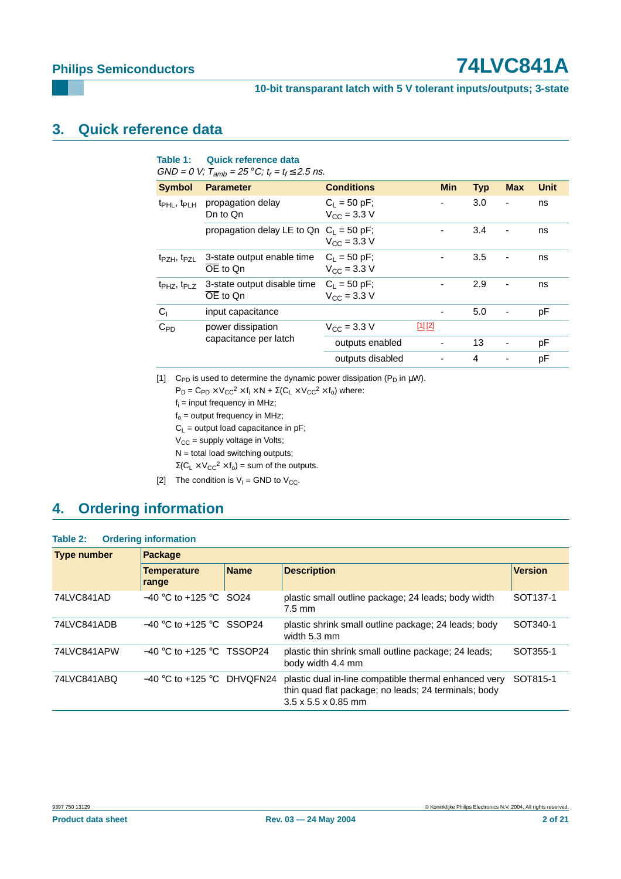## 3. Quick reference data

**Table 1: Quick reference data**

*GND = 0 V; $T_{amb}$ = 25 °C; $t_r = t_f \leq 2.5$ ns.*

| Symbol | Parameter | Conditions | | Min | Typ | Max | Unit |
|---|---|---|---|---|---|---|---|
| $t_{PHL}$, $t_{PLH}$ | propagation delay Dn to Qn | $C_L$ = 50 pF; $V_{CC}$ = 3.3 V | | - | 3.0 | - | ns |
| | propagation delay LE to Qn | $C_L$ = 50 pF; $V_{CC}$ = 3.3 V | | - | 3.4 | - | ns |
| $t_{PZH}$, $t_{PZL}$ | 3-state output enable time $\overline{OE}$ to Qn | $C_L$ = 50 pF; $V_{CC}$ = 3.3 V | | - | 3.5 | - | ns |
| $t_{PHZ}$, $t_{PLZ}$ | 3-state output disable time $\overline{OE}$ to Qn | $C_L$ = 50 pF; $V_{CC}$ = 3.3 V | | - | 2.9 | - | ns |
| $C_I$ | input capacitance | | | - | 5.0 | - | pF |
| $C_{PD}$ | power dissipation capacitance per latch | $V_{CC}$ = 3.3 V | [1] [2] | | | | |
| | | outputs enabled | | - | 13 | - | pF |
| | | outputs disabled | | - | 4 | - | pF |

[1] $C_{PD}$ is used to determine the dynamic power dissipation ($P_D$ in μW).

$P_D = C_{PD} \times V_{CC}^2 \times f_i \times N + \Sigma(C_L \times V_{CC}^2 \times f_o)$ where:

$f_i$ = input frequency in MHz;

$f_o$ = output frequency in MHz;

$C_L$ = output load capacitance in pF;

$V_{CC}$ = supply voltage in Volts;

N = total load switching outputs;

$\Sigma(C_L \times V_{CC}^2 \times f_o)$ = sum of the outputs.

[2] The condition is $V_I$ = GND to $V_{CC}$.

## 4. Ordering information

**Table 2: Ordering information**

| Type number | Package | | | |
|---|---|---|---|---|
| | **Temperature range** | **Name** | **Description** | **Version** |
| 74LVC841AD | −40 °C to +125 °C | SO24 | plastic small outline package; 24 leads; body width 7.5 mm | SOT137-1 |
| 74LVC841ADB | −40 °C to +125 °C | SSOP24 | plastic shrink small outline package; 24 leads; body width 5.3 mm | SOT340-1 |
| 74LVC841APW | −40 °C to +125 °C | TSSOP24 | plastic thin shrink small outline package; 24 leads; body width 4.4 mm | SOT355-1 |
| 74LVC841ABQ | −40 °C to +125 °C | DHVQFN24 | plastic dual in-line compatible thermal enhanced very thin quad flat package; no leads; 24 terminals; body 3.5 x 5.5 x 0.85 mm | SOT815-1 |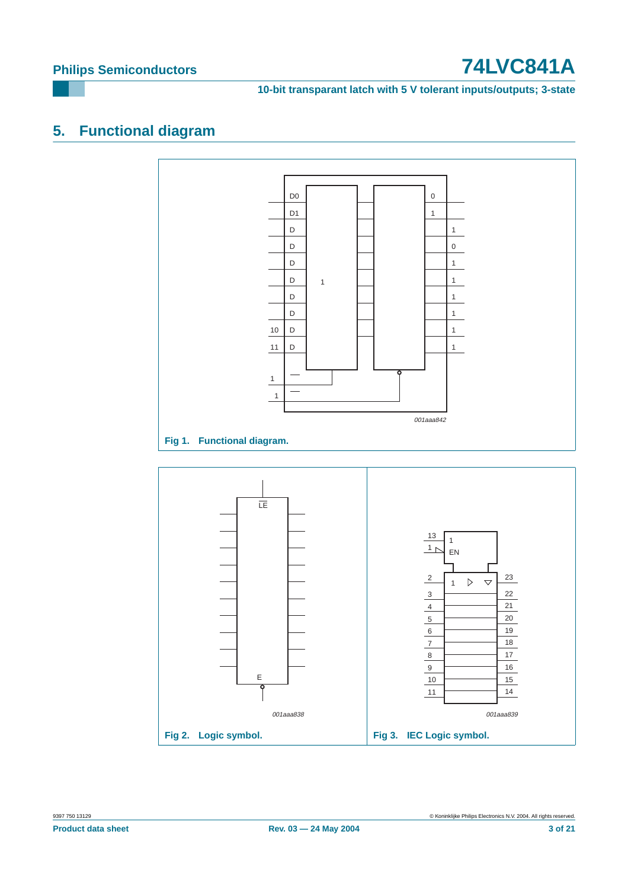## 5. Functional diagram

Fig 1. Functional diagram.

Fig 2. Logic symbol.

Fig 3. IEC Logic symbol.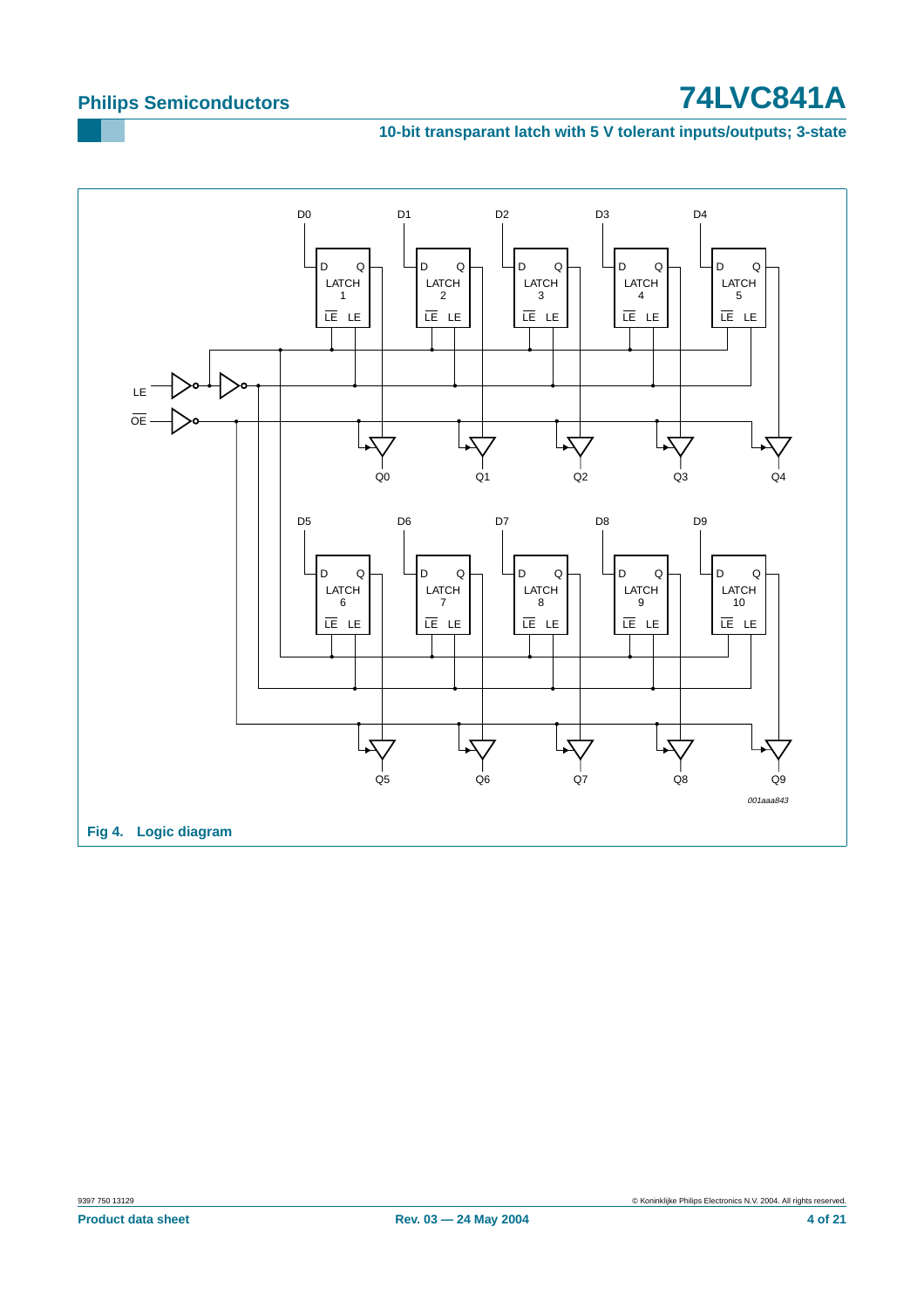Fig 4. Logic diagram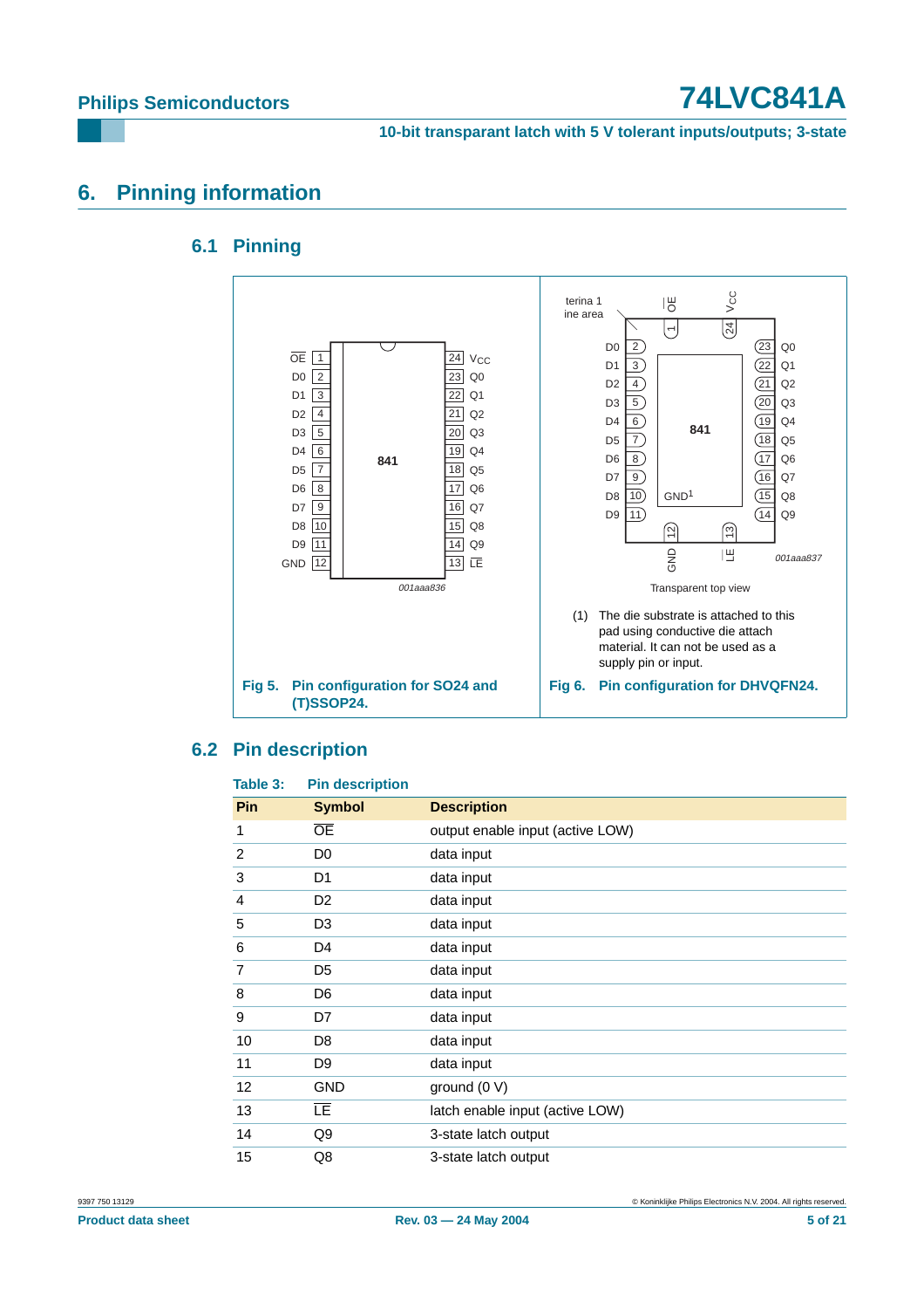# 6. Pinning information

## 6.1 Pinning

Fig 5. Pin configuration for SO24 and (T)SSOP24.

(1) The die substrate is attached to this pad using conductive die attach material. It can not be used as a supply pin or input.

Fig 6. Pin configuration for DHVQFN24.

## 6.2 Pin description

**Table 3: Pin description**

| Pin | Symbol | Description |
|---|---|---|
| 1 | $\overline{OE}$ | output enable input (active LOW) |
| 2 | D0 | data input |
| 3 | D1 | data input |
| 4 | D2 | data input |
| 5 | D3 | data input |
| 6 | D4 | data input |
| 7 | D5 | data input |
| 8 | D6 | data input |
| 9 | D7 | data input |
| 10 | D8 | data input |
| 11 | D9 | data input |
| 12 | GND | ground (0 V) |
| 13 | $\overline{LE}$ | latch enable input (active LOW) |
| 14 | Q9 | 3-state latch output |
| 15 | Q8 | 3-state latch output |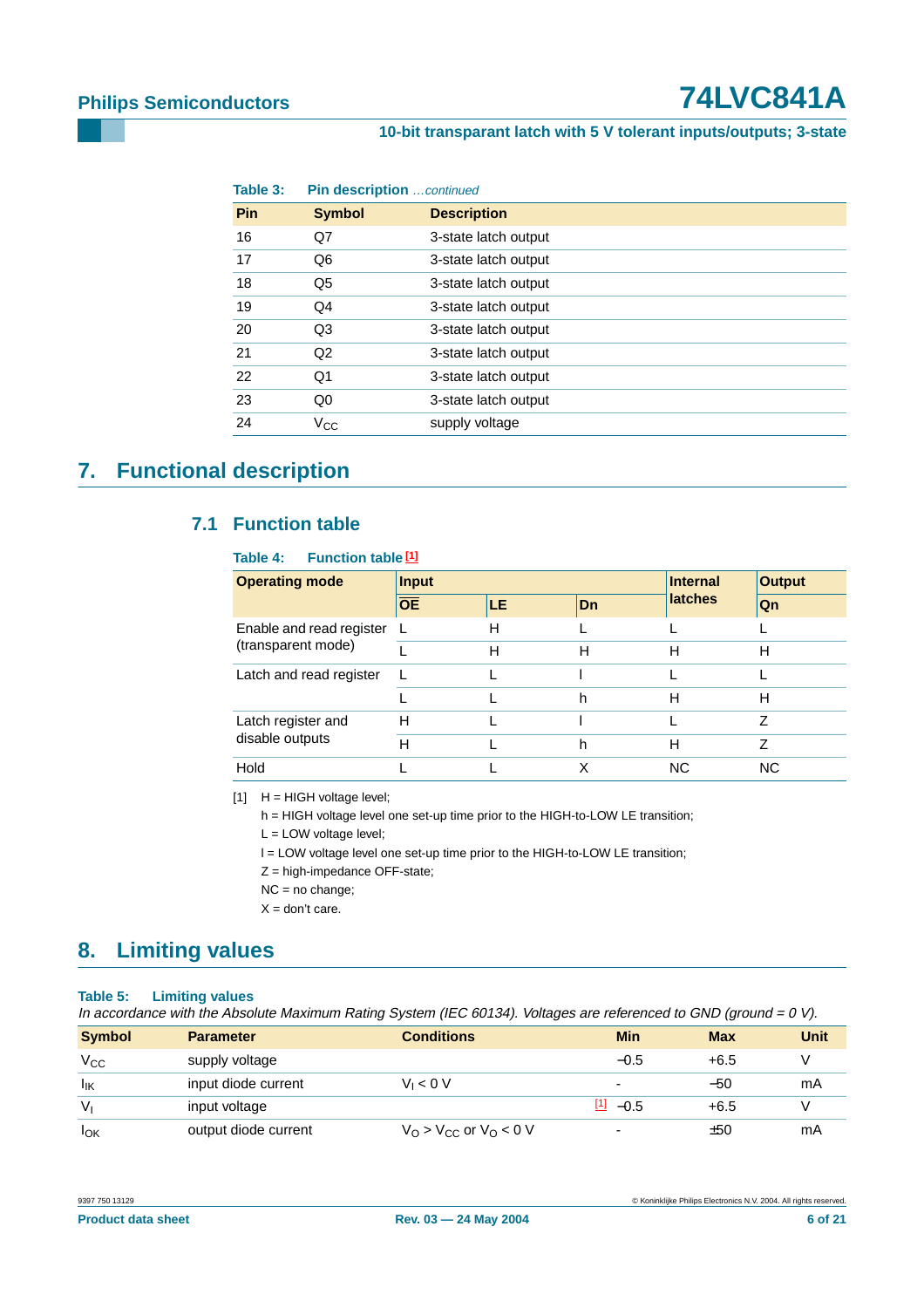**Table 3: Pin description** *...continued*

| Pin | Symbol | Description |
|---|---|---|
| 16 | Q7 | 3-state latch output |
| 17 | Q6 | 3-state latch output |
| 18 | Q5 | 3-state latch output |
| 19 | Q4 | 3-state latch output |
| 20 | Q3 | 3-state latch output |
| 21 | Q2 | 3-state latch output |
| 22 | Q1 | 3-state latch output |
| 23 | Q0 | 3-state latch output |
| 24 | $V_{CC}$ | supply voltage |

## 7. Functional description

### 7.1 Function table

**Table 4: Function table** [1]

| Operating mode | Input | | | Internal latches | Output |
|---|---|---|---|---|---|
| | $\overline{OE}$ | LE | Dn | | Qn |
| Enable and read register (transparent mode) | L | H | L | L | L |
| | L | H | H | H | H |
| Latch and read register | L | L | l | L | L |
| | L | L | h | H | H |
| Latch register and disable outputs | H | L | l | L | Z |
| | H | L | h | H | Z |
| Hold | L | L | X | NC | NC |

[1] H = HIGH voltage level;
h = HIGH voltage level one set-up time prior to the HIGH-to-LOW LE transition;
L = LOW voltage level;
l = LOW voltage level one set-up time prior to the HIGH-to-LOW LE transition;
Z = high-impedance OFF-state;
NC = no change;
X = don't care.

## 8. Limiting values

**Table 5: Limiting values**
*In accordance with the Absolute Maximum Rating System (IEC 60134). Voltages are referenced to GND (ground = 0 V).*

| Symbol | Parameter | Conditions | Min | Max | Unit |
|---|---|---|---|---|---|
| $V_{CC}$ | supply voltage | | −0.5 | +6.5 | V |
| $I_{IK}$ | input diode current | $V_I < 0$ V | - | −50 | mA |
| $V_I$ | input voltage | [1] | −0.5 | +6.5 | V |
| $I_{OK}$ | output diode current | $V_O > V_{CC}$ or $V_O < 0$ V | - | ±50 | mA |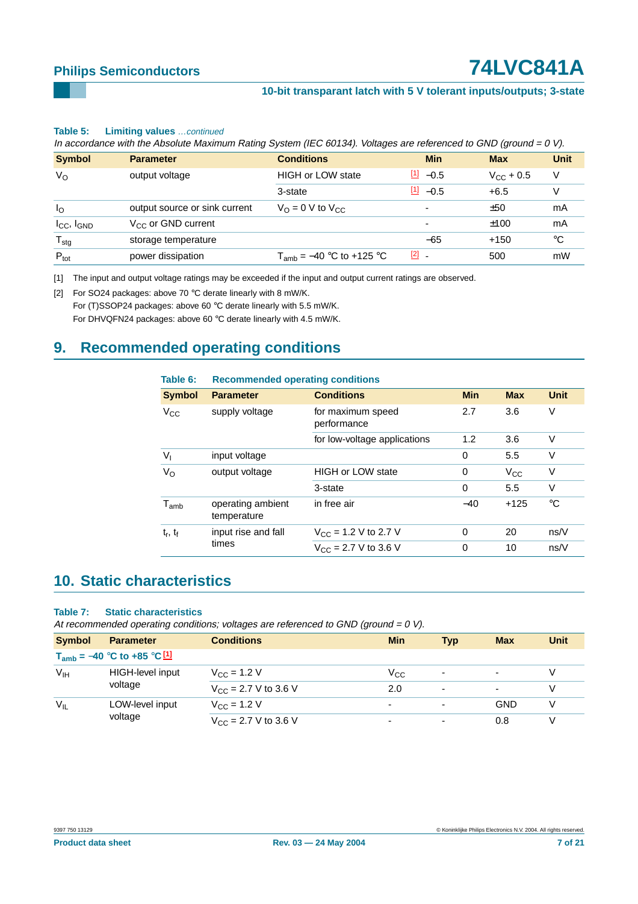**Table 5: Limiting values** *...continued*

*In accordance with the Absolute Maximum Rating System (IEC 60134). Voltages are referenced to GND (ground = 0 V).*

| Symbol | Parameter | Conditions | | Min | Max | Unit |
|---|---|---|---|---|---|---|
| $V_O$ | output voltage | HIGH or LOW state | [1] | −0.5 | $V_{CC}$ + 0.5 | V |
| | | 3-state | [1] | −0.5 | +6.5 | V |
| $I_O$ | output source or sink current | $V_O$ = 0 V to $V_{CC}$ | | - | ±50 | mA |
| $I_{CC}$, $I_{GND}$ | $V_{CC}$ or GND current | | | - | ±100 | mA |
| $T_{stg}$ | storage temperature | | | −65 | +150 | °C |
| $P_{tot}$ | power dissipation | $T_{amb}$ = −40 °C to +125 °C | [2] | - | 500 | mW |

[1] The input and output voltage ratings may be exceeded if the input and output current ratings are observed.

[2] For SO24 packages: above 70 °C derate linearly with 8 mW/K.
For (T)SSOP24 packages: above 60 °C derate linearly with 5.5 mW/K.
For DHVQFN24 packages: above 60 °C derate linearly with 4.5 mW/K.

# 9. Recommended operating conditions

**Table 6: Recommended operating conditions**

| Symbol | Parameter | Conditions | Min | Max | Unit |
|---|---|---|---|---|---|
| $V_{CC}$ | supply voltage | for maximum speed performance | 2.7 | 3.6 | V |
| | | for low-voltage applications | 1.2 | 3.6 | V |
| $V_I$ | input voltage | | 0 | 5.5 | V |
| $V_O$ | output voltage | HIGH or LOW state | 0 | $V_{CC}$ | V |
| | | 3-state | 0 | 5.5 | V |
| $T_{amb}$ | operating ambient temperature | in free air | −40 | +125 | °C |
| $t_r$, $t_f$ | input rise and fall times | $V_{CC}$ = 1.2 V to 2.7 V | 0 | 20 | ns/V |
| | | $V_{CC}$ = 2.7 V to 3.6 V | 0 | 10 | ns/V |

# 10. Static characteristics

**Table 7: Static characteristics**

*At recommended operating conditions; voltages are referenced to GND (ground = 0 V).*

| Symbol | Parameter | Conditions | Min | Typ | Max | Unit |
|---|---|---|---|---|---|---|
| **$T_{amb}$ = −40 °C to +85 °C [1]** | | | | | | |
| $V_{IH}$ | HIGH-level input voltage | $V_{CC}$ = 1.2 V | $V_{CC}$ | - | - | V |
| | | $V_{CC}$ = 2.7 V to 3.6 V | 2.0 | - | - | V |
| $V_{IL}$ | LOW-level input voltage | $V_{CC}$ = 1.2 V | - | - | GND | V |
| | | $V_{CC}$ = 2.7 V to 3.6 V | - | - | 0.8 | V |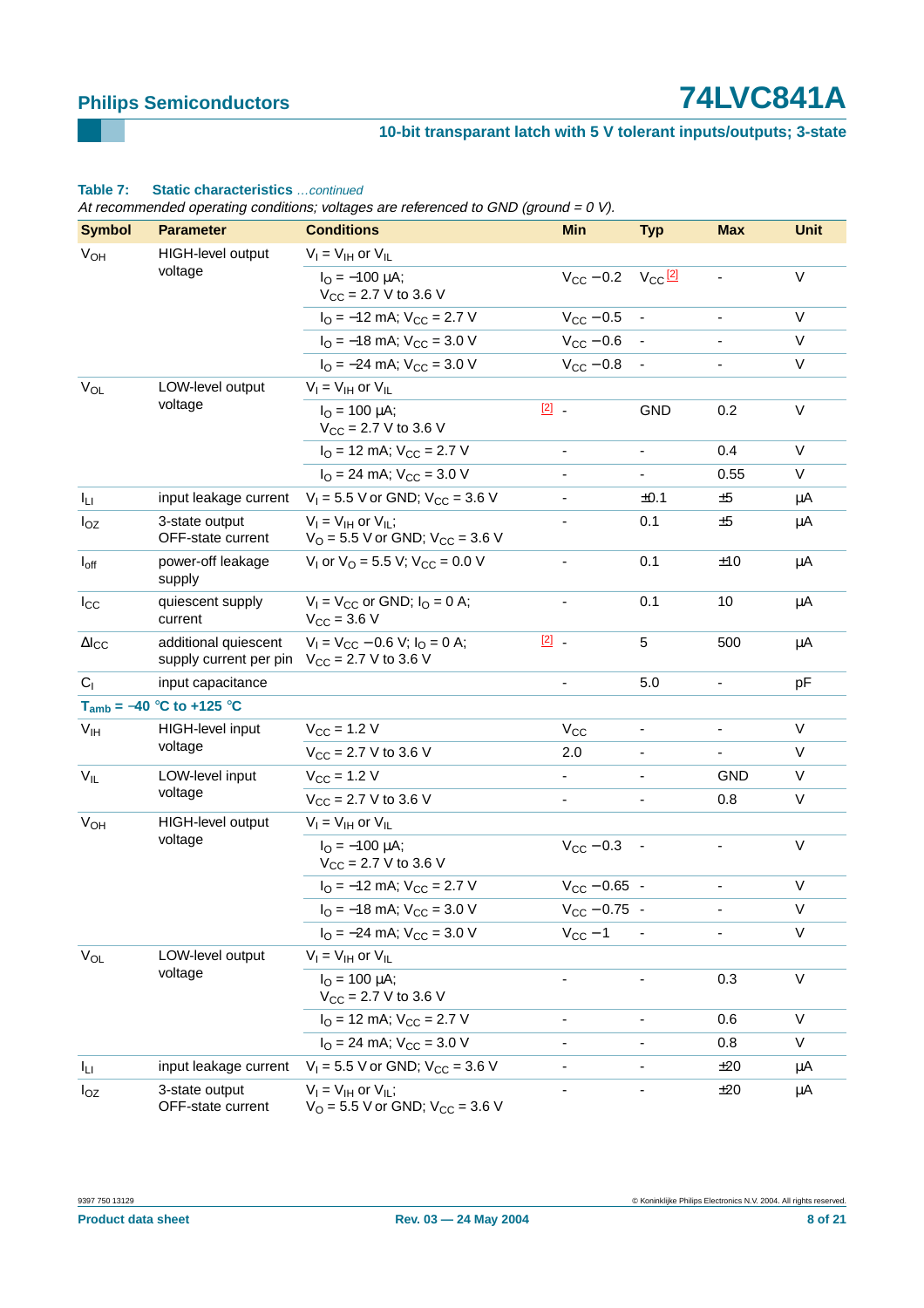**Table 7: Static characteristics** *...continued*

*At recommended operating conditions; voltages are referenced to GND (ground = 0 V).*

| Symbol | Parameter | Conditions | Min | Typ | Max | Unit |
|---|---|---|---|---|---|---|
| $V_{OH}$ | HIGH-level output voltage | $V_I = V_{IH}$ or $V_{IL}$ | | | | |
| | | $I_O = -100\ \mu A$; $V_{CC} = 2.7$ V to 3.6 V | $V_{CC} - 0.2$ | $V_{CC}$ [2] | - | V |
| | | $I_O = -12$ mA; $V_{CC} = 2.7$ V | $V_{CC} - 0.5$ | - | - | V |
| | | $I_O = -18$ mA; $V_{CC} = 3.0$ V | $V_{CC} - 0.6$ | - | - | V |
| | | $I_O = -24$ mA; $V_{CC} = 3.0$ V | $V_{CC} - 0.8$ | - | - | V |
| $V_{OL}$ | LOW-level output voltage | $V_I = V_{IH}$ or $V_{IL}$ | | | | |
| | | $I_O = 100\ \mu A$; $V_{CC} = 2.7$ V to 3.6 V [2] | - | GND | 0.2 | V |
| | | $I_O = 12$ mA; $V_{CC} = 2.7$ V | - | - | 0.4 | V |
| | | $I_O = 24$ mA; $V_{CC} = 3.0$ V | - | - | 0.55 | V |
| $I_{LI}$ | input leakage current | $V_I = 5.5$ V or GND; $V_{CC} = 3.6$ V | - | ±0.1 | ±5 | µA |
| $I_{OZ}$ | 3-state output OFF-state current | $V_I = V_{IH}$ or $V_{IL}$; $V_O = 5.5$ V or GND; $V_{CC} = 3.6$ V | - | 0.1 | ±5 | µA |
| $I_{off}$ | power-off leakage supply | $V_I$ or $V_O = 5.5$ V; $V_{CC} = 0.0$ V | - | 0.1 | ±10 | µA |
| $I_{CC}$ | quiescent supply current | $V_I = V_{CC}$ or GND; $I_O = 0$ A; $V_{CC} = 3.6$ V | - | 0.1 | 10 | µA |
| $\Delta I_{CC}$ | additional quiescent supply current per pin | $V_I = V_{CC} - 0.6$ V; $I_O = 0$ A; $V_{CC} = 2.7$ V to 3.6 V [2] | - | 5 | 500 | µA |
| $C_I$ | input capacitance | | - | 5.0 | - | pF |
| **$T_{amb} = -40$ °C to +125 °C** | | | | | | |
| $V_{IH}$ | HIGH-level input voltage | $V_{CC} = 1.2$ V | $V_{CC}$ | - | - | V |
| | | $V_{CC} = 2.7$ V to 3.6 V | 2.0 | - | - | V |
| $V_{IL}$ | LOW-level input voltage | $V_{CC} = 1.2$ V | - | - | GND | V |
| | | $V_{CC} = 2.7$ V to 3.6 V | - | - | 0.8 | V |
| $V_{OH}$ | HIGH-level output voltage | $V_I = V_{IH}$ or $V_{IL}$ | | | | |
| | | $I_O = -100\ \mu A$; $V_{CC} = 2.7$ V to 3.6 V | $V_{CC} - 0.3$ | - | - | V |
| | | $I_O = -12$ mA; $V_{CC} = 2.7$ V | $V_{CC} - 0.65$ | - | - | V |
| | | $I_O = -18$ mA; $V_{CC} = 3.0$ V | $V_{CC} - 0.75$ | - | - | V |
| | | $I_O = -24$ mA; $V_{CC} = 3.0$ V | $V_{CC} - 1$ | - | - | V |
| $V_{OL}$ | LOW-level output voltage | $V_I = V_{IH}$ or $V_{IL}$ | | | | |
| | | $I_O = 100\ \mu A$; $V_{CC} = 2.7$ V to 3.6 V | - | - | 0.3 | V |
| | | $I_O = 12$ mA; $V_{CC} = 2.7$ V | - | - | 0.6 | V |
| | | $I_O = 24$ mA; $V_{CC} = 3.0$ V | - | - | 0.8 | V |
| $I_{LI}$ | input leakage current | $V_I = 5.5$ V or GND; $V_{CC} = 3.6$ V | - | - | ±20 | µA |
| $I_{OZ}$ | 3-state output OFF-state current | $V_I = V_{IH}$ or $V_{IL}$; $V_O = 5.5$ V or GND; $V_{CC} = 3.6$ V | - | - | ±20 | µA |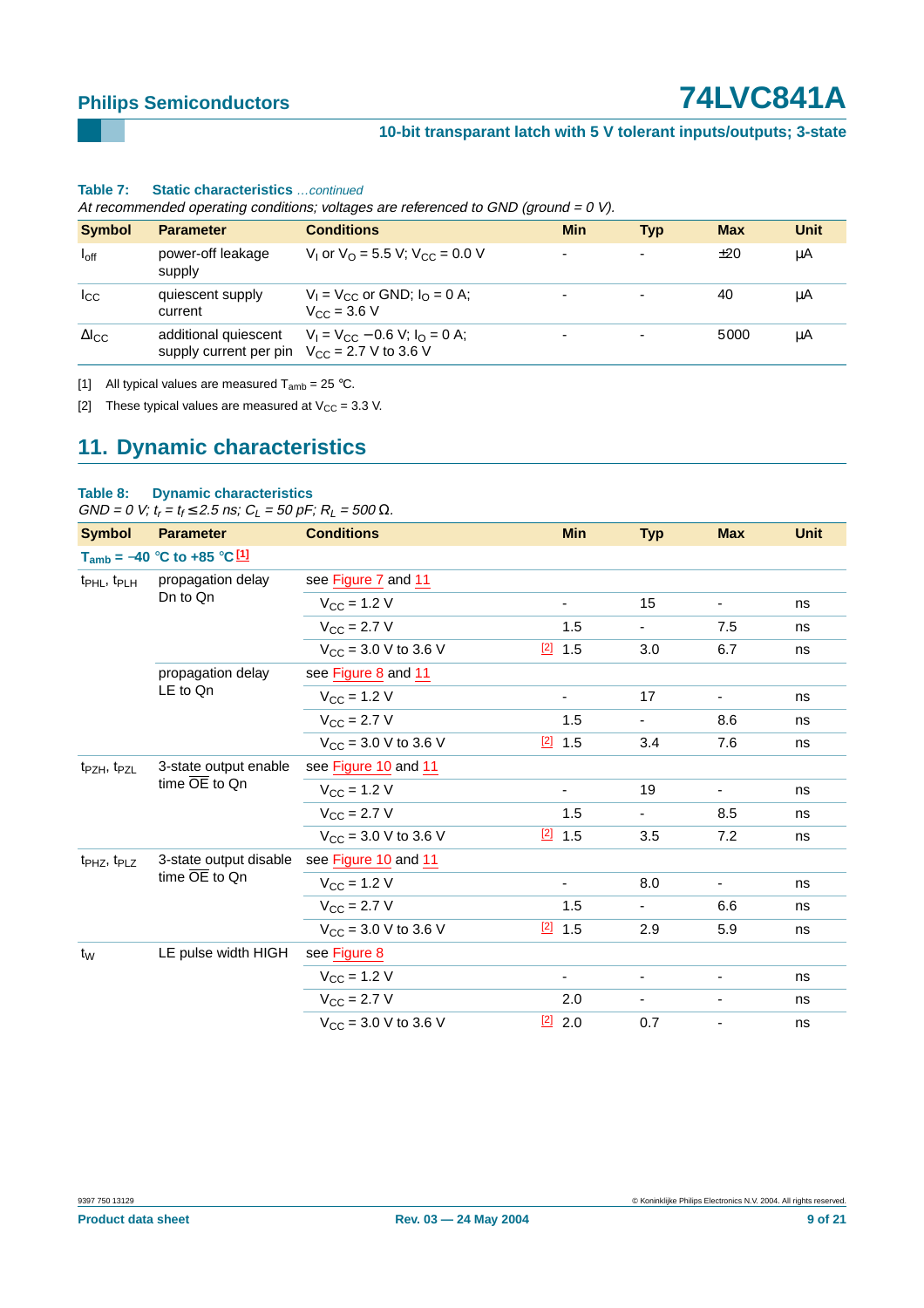**Table 7: Static characteristics** *...continued*

*At recommended operating conditions; voltages are referenced to GND (ground = 0 V).*

| Symbol | Parameter | Conditions | Min | Typ | Max | Unit |
|---|---|---|---|---|---|---|
| $I_{off}$ | power-off leakage supply | $V_I$ or $V_O$ = 5.5 V; $V_{CC}$ = 0.0 V | - | - | ±20 | μA |
| $I_{CC}$ | quiescent supply current | $V_I$ = $V_{CC}$ or GND; $I_O$ = 0 A; $V_{CC}$ = 3.6 V | - | - | 40 | μA |
| $\Delta I_{CC}$ | additional quiescent supply current per pin | $V_I$ = $V_{CC}$ −0.6 V; $I_O$ = 0 A; $V_{CC}$ = 2.7 V to 3.6 V | - | - | 5000 | μA |

[1] All typical values are measured $T_{amb}$ = 25 °C.

[2] These typical values are measured at $V_{CC}$ = 3.3 V.

## 11. Dynamic characteristics

**Table 8: Dynamic characteristics**

*GND = 0 V; $t_r$ = $t_f$ ≤ 2.5 ns; $C_L$ = 50 pF; $R_L$ = 500 Ω.*

| Symbol | Parameter | Conditions | | Min | Typ | Max | Unit |
|---|---|---|---|---|---|---|---|
| **$T_{amb}$ = −40 °C to +85 °C [1]** | | | | | | | |
| $t_{PHL}$, $t_{PLH}$ | propagation delay Dn to Qn | see Figure 7 and 11 | | | | | |
| | | $V_{CC}$ = 1.2 V | | - | 15 | - | ns |
| | | $V_{CC}$ = 2.7 V | | 1.5 | - | 7.5 | ns |
| | | $V_{CC}$ = 3.0 V to 3.6 V | [2] | 1.5 | 3.0 | 6.7 | ns |
| | propagation delay LE to Qn | see Figure 8 and 11 | | | | | |
| | | $V_{CC}$ = 1.2 V | | - | 17 | - | ns |
| | | $V_{CC}$ = 2.7 V | | 1.5 | - | 8.6 | ns |
| | | $V_{CC}$ = 3.0 V to 3.6 V | [2] | 1.5 | 3.4 | 7.6 | ns |
| $t_{PZH}$, $t_{PZL}$ | 3-state output enable time $\overline{OE}$ to Qn | see Figure 10 and 11 | | | | | |
| | | $V_{CC}$ = 1.2 V | | - | 19 | - | ns |
| | | $V_{CC}$ = 2.7 V | | 1.5 | - | 8.5 | ns |
| | | $V_{CC}$ = 3.0 V to 3.6 V | [2] | 1.5 | 3.5 | 7.2 | ns |
| $t_{PHZ}$, $t_{PLZ}$ | 3-state output disable time $\overline{OE}$ to Qn | see Figure 10 and 11 | | | | | |
| | | $V_{CC}$ = 1.2 V | | - | 8.0 | - | ns |
| | | $V_{CC}$ = 2.7 V | | 1.5 | - | 6.6 | ns |
| | | $V_{CC}$ = 3.0 V to 3.6 V | [2] | 1.5 | 2.9 | 5.9 | ns |
| $t_W$ | LE pulse width HIGH | see Figure 8 | | | | | |
| | | $V_{CC}$ = 1.2 V | | - | - | - | ns |
| | | $V_{CC}$ = 2.7 V | | 2.0 | - | - | ns |
| | | $V_{CC}$ = 3.0 V to 3.6 V | [2] | 2.0 | 0.7 | - | ns |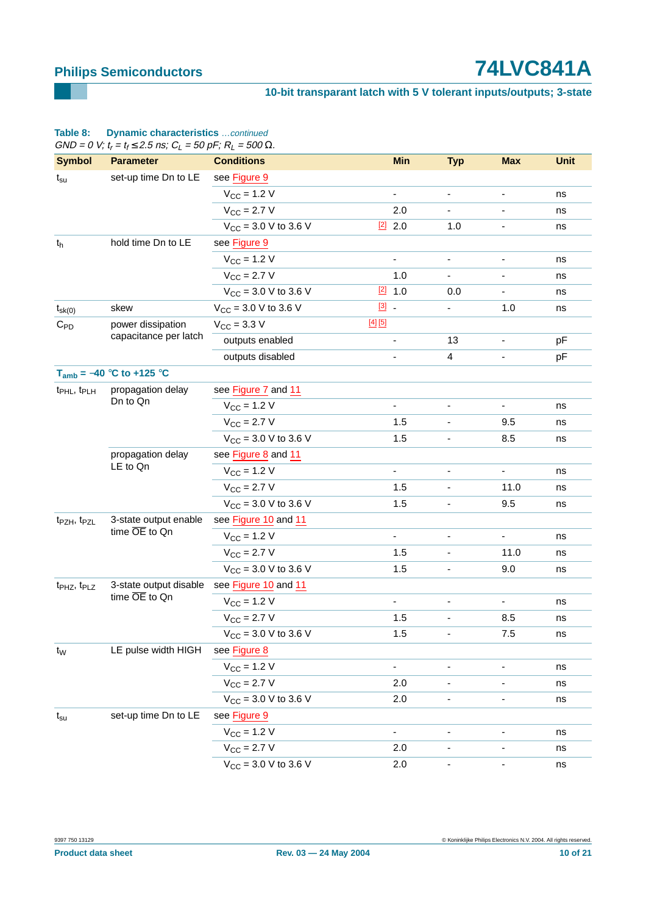**Table 8: Dynamic characteristics** *...continued*

*GND = 0 V; $t_r = t_f \leq 2.5$ ns; $C_L$ = 50 pF; $R_L$ = 500 Ω.*

| Symbol | Parameter | Conditions | | Min | Typ | Max | Unit |
|---|---|---|---|---|---|---|---|
| $t_{su}$ | set-up time Dn to LE | see Figure 9 | | | | | |
| | | $V_{CC}$ = 1.2 V | | - | - | - | ns |
| | | $V_{CC}$ = 2.7 V | | 2.0 | - | - | ns |
| | | $V_{CC}$ = 3.0 V to 3.6 V | [2] | 2.0 | 1.0 | - | ns |
| $t_h$ | hold time Dn to LE | see Figure 9 | | | | | |
| | | $V_{CC}$ = 1.2 V | | - | - | - | ns |
| | | $V_{CC}$ = 2.7 V | | 1.0 | - | - | ns |
| | | $V_{CC}$ = 3.0 V to 3.6 V | [2] | 1.0 | 0.0 | - | ns |
| $t_{sk(0)}$ | skew | $V_{CC}$ = 3.0 V to 3.6 V | [3] | - | - | 1.0 | ns |
| $C_{PD}$ | power dissipation capacitance per latch | $V_{CC}$ = 3.3 V | [4] [5] | | | | |
| | | outputs enabled | | - | 13 | - | pF |
| | | outputs disabled | | - | 4 | - | pF |
| **$T_{amb}$ = −40 °C to +125 °C** | | | | | | | |
| $t_{PHL}$, $t_{PLH}$ | propagation delay Dn to Qn | see Figure 7 and 11 | | | | | |
| | | $V_{CC}$ = 1.2 V | | - | - | - | ns |
| | | $V_{CC}$ = 2.7 V | | 1.5 | - | 9.5 | ns |
| | | $V_{CC}$ = 3.0 V to 3.6 V | | 1.5 | - | 8.5 | ns |
| | propagation delay LE to Qn | see Figure 8 and 11 | | | | | |
| | | $V_{CC}$ = 1.2 V | | - | - | - | ns |
| | | $V_{CC}$ = 2.7 V | | 1.5 | - | 11.0 | ns |
| | | $V_{CC}$ = 3.0 V to 3.6 V | | 1.5 | - | 9.5 | ns |
| $t_{PZH}$, $t_{PZL}$ | 3-state output enable time $\overline{OE}$ to Qn | see Figure 10 and 11 | | | | | |
| | | $V_{CC}$ = 1.2 V | | - | - | - | ns |
| | | $V_{CC}$ = 2.7 V | | 1.5 | - | 11.0 | ns |
| | | $V_{CC}$ = 3.0 V to 3.6 V | | 1.5 | - | 9.0 | ns |
| $t_{PHZ}$, $t_{PLZ}$ | 3-state output disable time $\overline{OE}$ to Qn | see Figure 10 and 11 | | | | | |
| | | $V_{CC}$ = 1.2 V | | - | - | - | ns |
| | | $V_{CC}$ = 2.7 V | | 1.5 | - | 8.5 | ns |
| | | $V_{CC}$ = 3.0 V to 3.6 V | | 1.5 | - | 7.5 | ns |
| $t_W$ | LE pulse width HIGH | see Figure 8 | | | | | |
| | | $V_{CC}$ = 1.2 V | | - | - | - | ns |
| | | $V_{CC}$ = 2.7 V | | 2.0 | - | - | ns |
| | | $V_{CC}$ = 3.0 V to 3.6 V | | 2.0 | - | - | ns |
| $t_{su}$ | set-up time Dn to LE | see Figure 9 | | | | | |
| | | $V_{CC}$ = 1.2 V | | - | - | - | ns |
| | | $V_{CC}$ = 2.7 V | | 2.0 | - | - | ns |
| | | $V_{CC}$ = 3.0 V to 3.6 V | | 2.0 | - | - | ns |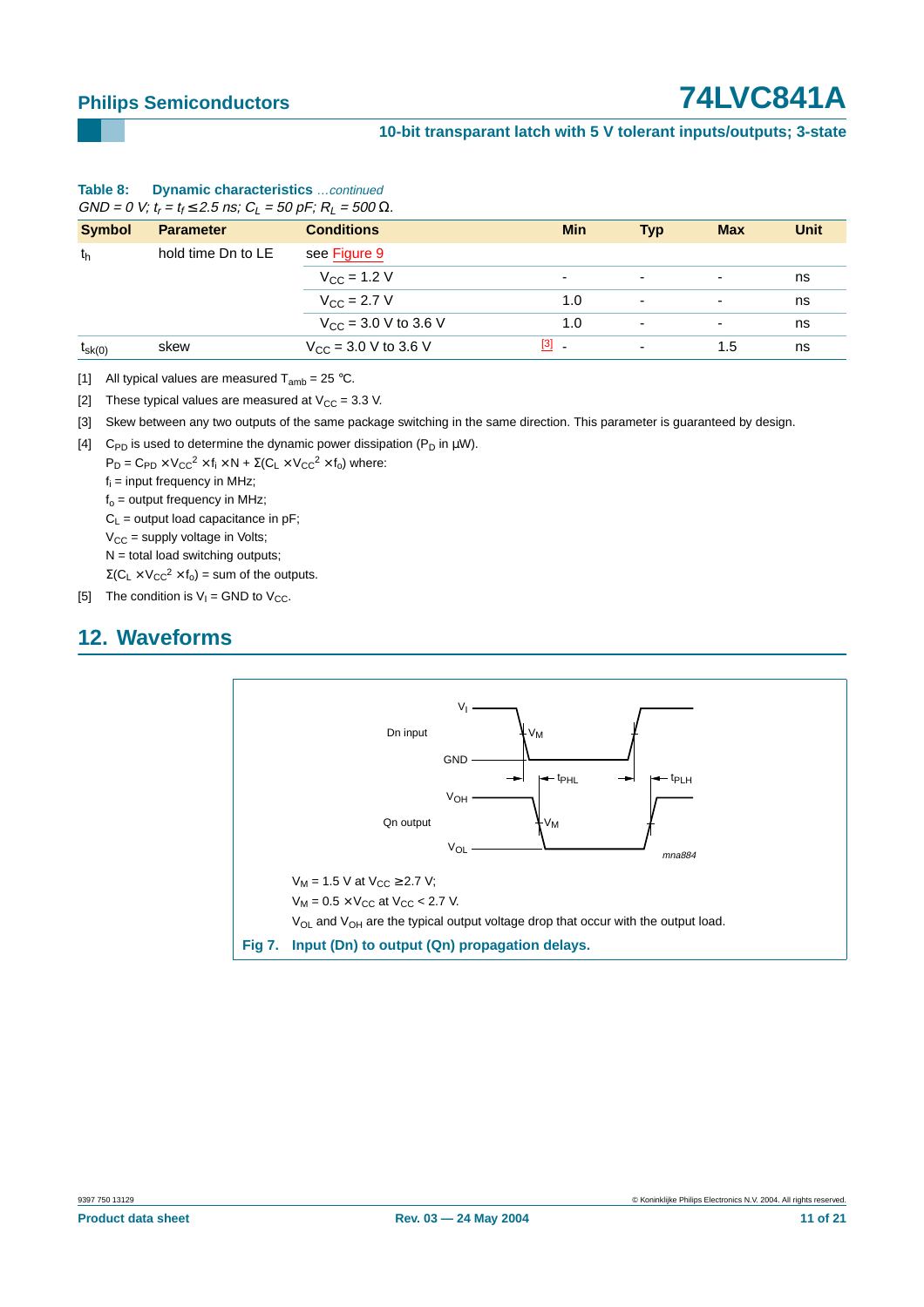**Table 8: Dynamic characteristics** *...continued*
*GND = 0 V; $t_r = t_f \leq 2.5$ ns; $C_L$ = 50 pF; $R_L$ = 500 Ω.*

| Symbol | Parameter | Conditions | | Min | Typ | Max | Unit |
|---|---|---|---|---|---|---|---|
| $t_h$ | hold time Dn to LE | see Figure 9 | | | | | |
| | | $V_{CC}$ = 1.2 V | | - | - | - | ns |
| | | $V_{CC}$ = 2.7 V | | 1.0 | - | - | ns |
| | | $V_{CC}$ = 3.0 V to 3.6 V | | 1.0 | - | - | ns |
| $t_{sk(0)}$ | skew | $V_{CC}$ = 3.0 V to 3.6 V | [3] | - | - | 1.5 | ns |

[1] All typical values are measured $T_{amb}$ = 25 °C.

[2] These typical values are measured at $V_{CC}$ = 3.3 V.

[3] Skew between any two outputs of the same package switching in the same direction. This parameter is guaranteed by design.

[4] $C_{PD}$ is used to determine the dynamic power dissipation ($P_D$ in μW).
$P_D = C_{PD} \times V_{CC}^2 \times f_i \times N + \Sigma(C_L \times V_{CC}^2 \times f_o)$ where:
$f_i$ = input frequency in MHz;
$f_o$ = output frequency in MHz;
$C_L$ = output load capacitance in pF;
$V_{CC}$ = supply voltage in Volts;
N = total load switching outputs;
$\Sigma(C_L \times V_{CC}^2 \times f_o)$ = sum of the outputs.

[5] The condition is $V_I$ = GND to $V_{CC}$.

## 12. Waveforms

$V_M$ = 1.5 V at $V_{CC} \geq 2.7$ V;
$V_M = 0.5 \times V_{CC}$ at $V_{CC} < 2.7$ V.
$V_{OL}$ and $V_{OH}$ are the typical output voltage drop that occur with the output load.

**Fig 7. Input (Dn) to output (Qn) propagation delays.**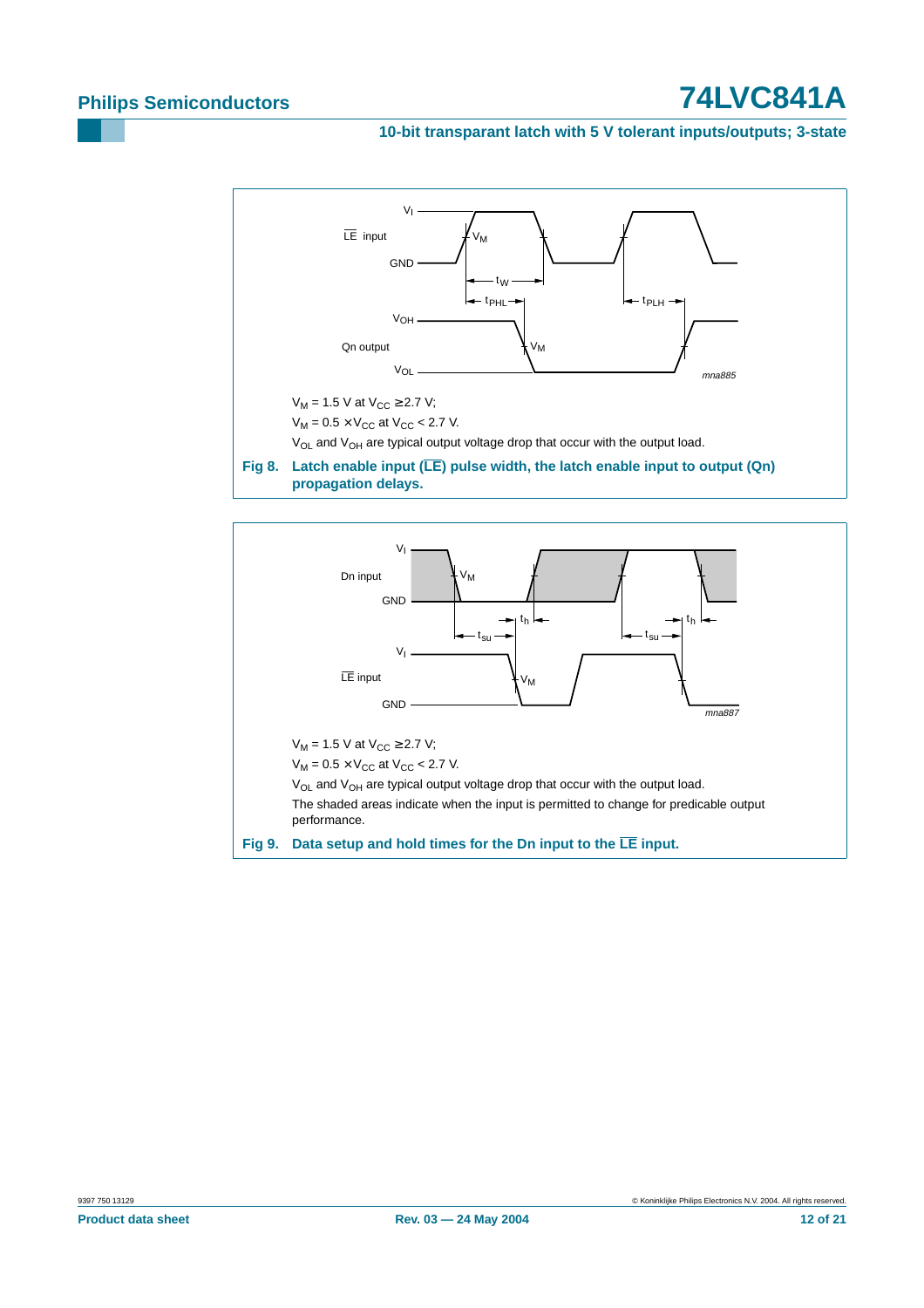$V_M$ = 1.5 V at $V_{CC} \geq 2.7$ V;

$V_M = 0.5 \times V_{CC}$ at $V_{CC} < 2.7$ V.

$V_{OL}$ and $V_{OH}$ are typical output voltage drop that occur with the output load.

**Fig 8. Latch enable input ($\overline{LE}$) pulse width, the latch enable input to output (Qn) propagation delays.**

$V_M$ = 1.5 V at $V_{CC} \geq 2.7$ V;

$V_M = 0.5 \times V_{CC}$ at $V_{CC} < 2.7$ V.

$V_{OL}$ and $V_{OH}$ are typical output voltage drop that occur with the output load.

The shaded areas indicate when the input is permitted to change for predicable output performance.

**Fig 9. Data setup and hold times for the Dn input to the $\overline{LE}$ input.**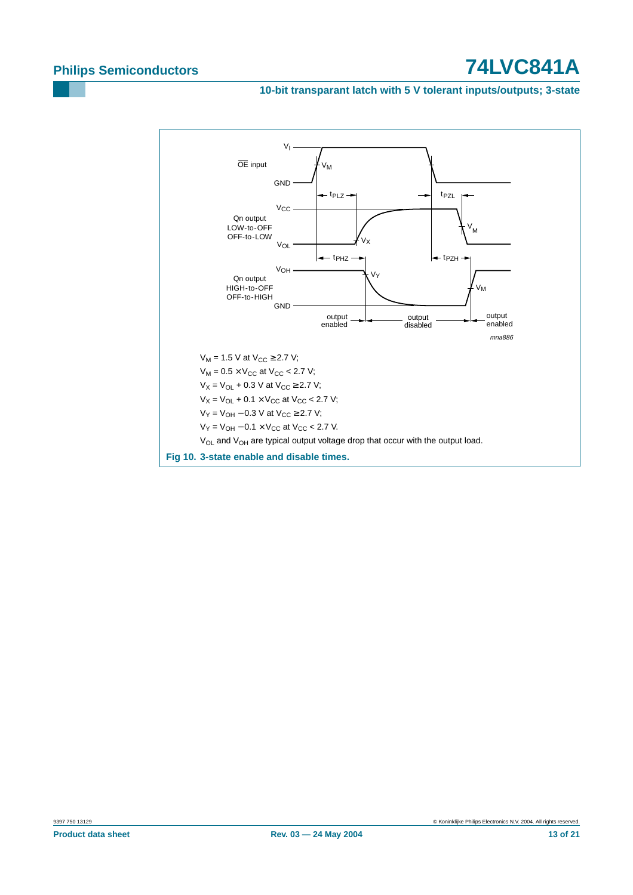$V_M$ = 1.5 V at $V_{CC} \geq 2.7$ V;

$V_M = 0.5 \times V_{CC}$ at $V_{CC} < 2.7$ V;

$V_X = V_{OL} + 0.3$ V at $V_{CC} \geq 2.7$ V;

$V_X = V_{OL} + 0.1 \times V_{CC}$ at $V_{CC} < 2.7$ V;

$V_Y = V_{OH} - 0.3$ V at $V_{CC} \geq 2.7$ V;

$V_Y = V_{OH} - 0.1 \times V_{CC}$ at $V_{CC} < 2.7$ V.

$V_{OL}$ and $V_{OH}$ are typical output voltage drop that occur with the output load.

**Fig 10. 3-state enable and disable times.**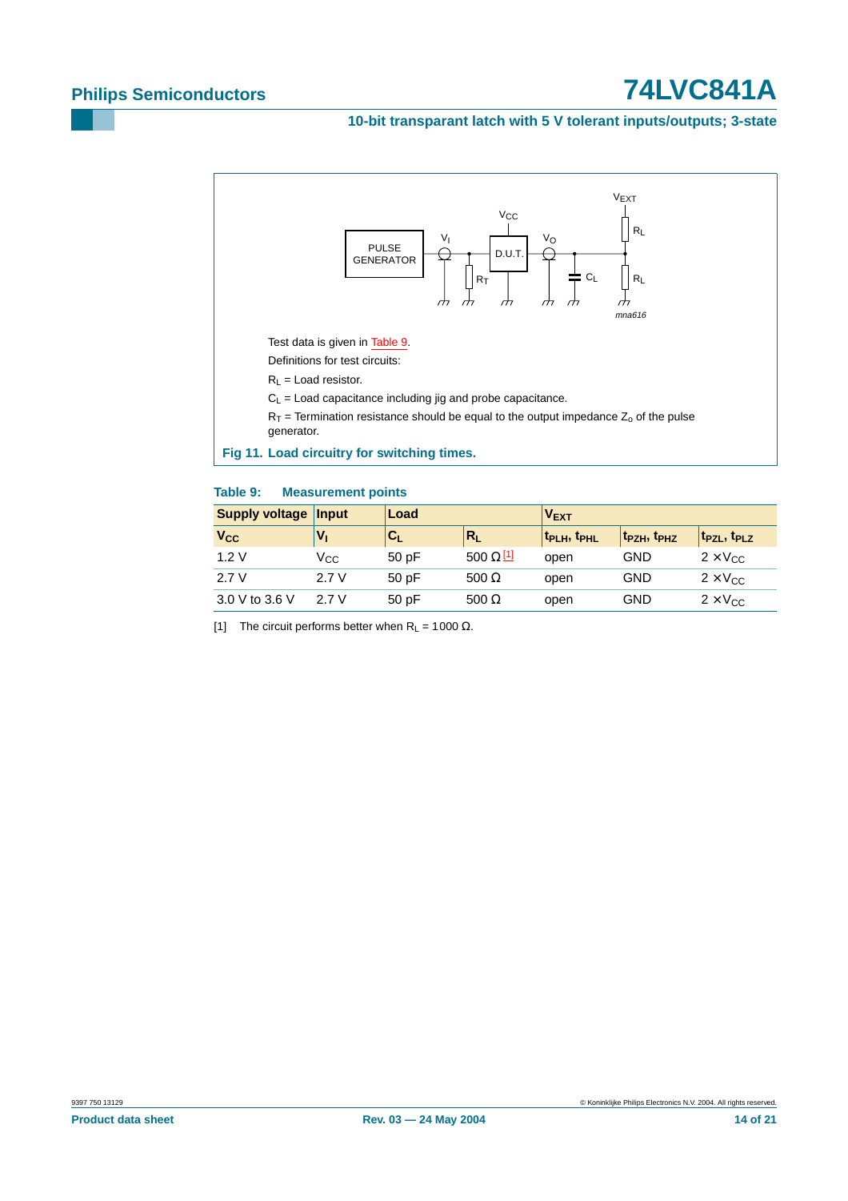Test data is given in Table 9.

Definitions for test circuits:

$R_L$ = Load resistor.

$C_L$ = Load capacitance including jig and probe capacitance.

$R_T$ = Termination resistance should be equal to the output impedance $Z_o$ of the pulse generator.

**Fig 11. Load circuitry for switching times.**

**Table 9: Measurement points**

| Supply voltage | Input | Load | | $V_{EXT}$ | | |
|---|---|---|---|---|---|---|
| $V_{CC}$ | $V_I$ | $C_L$ | $R_L$ | $t_{PLH}$, $t_{PHL}$ | $t_{PZH}$, $t_{PHZ}$ | $t_{PZL}$, $t_{PLZ}$ |
| 1.2 V | $V_{CC}$ | 50 pF | 500 Ω [1] | open | GND | $2 \times V_{CC}$ |
| 2.7 V | 2.7 V | 50 pF | 500 Ω | open | GND | $2 \times V_{CC}$ |
| 3.0 V to 3.6 V | 2.7 V | 50 pF | 500 Ω | open | GND | $2 \times V_{CC}$ |

[1] The circuit performs better when $R_L$ = 1000 Ω.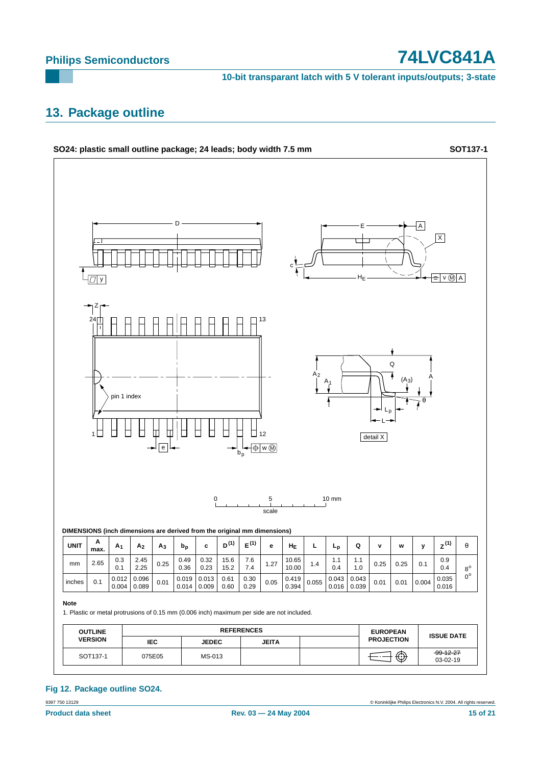## 13. Package outline

**SO24: plastic small outline package; 24 leads; body width 7.5 mm** **SOT137-1**

**DIMENSIONS (inch dimensions are derived from the original mm dimensions)**

| UNIT | A max. | $A_1$ | $A_2$ | $A_3$ | $b_p$ | c | $D^{(1)}$ | $E^{(1)}$ | e | $H_E$ | L | $L_p$ | Q | v | w | y | $Z^{(1)}$ | θ |
|---|---|---|---|---|---|---|---|---|---|---|---|---|---|---|---|---|---|---|
| mm | 2.65 | 0.3<br>0.1 | 2.45<br>2.25 | 0.25 | 0.49<br>0.36 | 0.32<br>0.23 | 15.6<br>15.2 | 7.6<br>7.4 | 1.27 | 10.65<br>10.00 | 1.4 | 1.1<br>0.4 | 1.1<br>1.0 | 0.25 | 0.25 | 0.1 | 0.9<br>0.4 | 8°<br>0° |
| inches | 0.1 | 0.012<br>0.004 | 0.096<br>0.089 | 0.01 | 0.019<br>0.014 | 0.013<br>0.009 | 0.61<br>0.60 | 0.30<br>0.29 | 0.05 | 0.419<br>0.394 | 0.055 | 0.043<br>0.016 | 0.043<br>0.039 | 0.01 | 0.01 | 0.004 | 0.035<br>0.016 | |

**Note**

1. Plastic or metal protrusions of 0.15 mm (0.006 inch) maximum per side are not included.

| OUTLINE VERSION | REFERENCES | | | | EUROPEAN PROJECTION | ISSUE DATE |
|---|---|---|---|---|---|---|
| | IEC | JEDEC | JEITA | | | |
| SOT137-1 | 075E05 | MS-013 | | | | ~~99-12-27~~<br>03-02-19 |

**Fig 12. Package outline SO24.**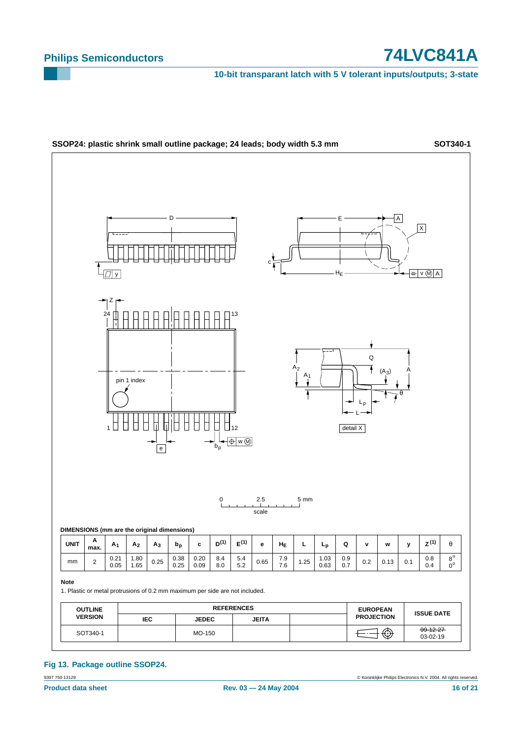## SSOP24: plastic shrink small outline package; 24 leads; body width 5.3 mm

**SOT340-1**

**DIMENSIONS (mm are the original dimensions)**

| UNIT | A max. | $A_1$ | $A_2$ | $A_3$ | $b_p$ | c | $D^{(1)}$ | $E^{(1)}$ | e | $H_E$ | L | $L_p$ | Q | v | w | y | $Z^{(1)}$ | θ |
|---|---|---|---|---|---|---|---|---|---|---|---|---|---|---|---|---|---|---|
| mm | 2 | 0.21<br>0.05 | 1.80<br>1.65 | 0.25 | 0.38<br>0.25 | 0.20<br>0.09 | 8.4<br>8.0 | 5.4<br>5.2 | 0.65 | 7.9<br>7.6 | 1.25 | 1.03<br>0.63 | 0.9<br>0.7 | 0.2 | 0.13 | 0.1 | 0.8<br>0.4 | 8°<br>0° |

**Note**

1. Plastic or metal protrusions of 0.2 mm maximum per side are not included.

| OUTLINE VERSION | REFERENCES | | | | EUROPEAN PROJECTION | ISSUE DATE |
|---|---|---|---|---|---|---|
| | IEC | JEDEC | JEITA | | | |
| SOT340-1 | | MO-150 | | | | ~~99-12-27~~<br>03-02-19 |

**Fig 13. Package outline SSOP24.**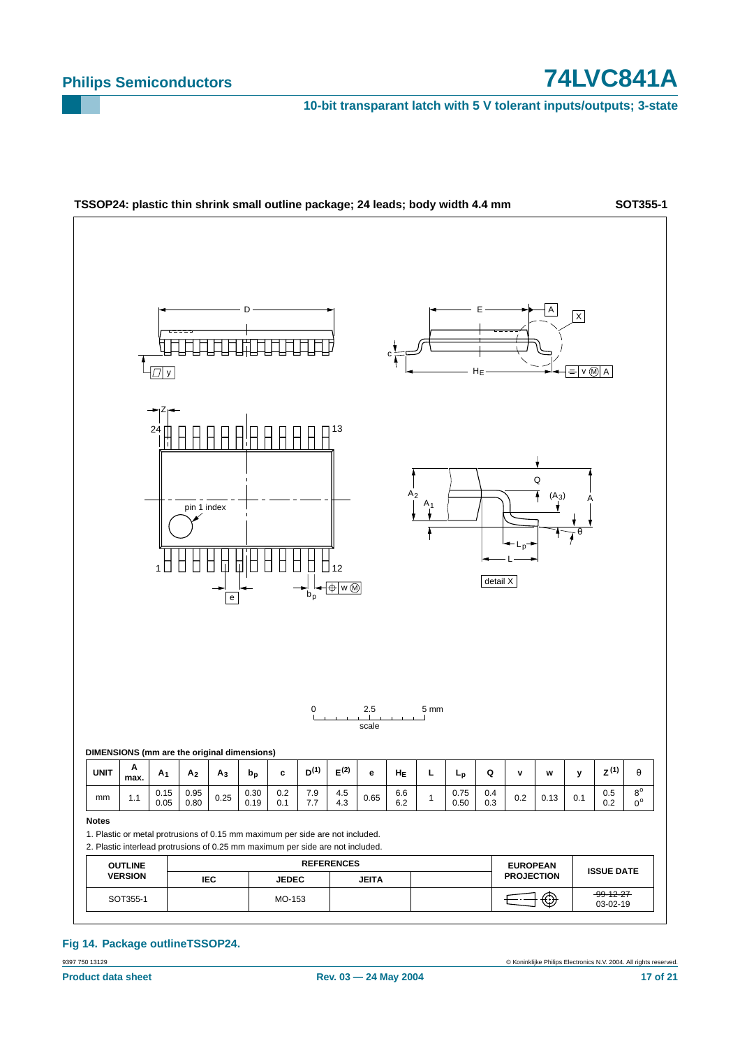**TSSOP24: plastic thin shrink small outline package; 24 leads; body width 4.4 mm** **SOT355-1**

**DIMENSIONS (mm are the original dimensions)**

| UNIT | A max. | $A_1$ | $A_2$ | $A_3$ | $b_p$ | c | $D^{(1)}$ | $E^{(2)}$ | e | $H_E$ | L | $L_p$ | Q | v | w | y | $Z^{(1)}$ | θ |
|---|---|---|---|---|---|---|---|---|---|---|---|---|---|---|---|---|---|---|
| mm | 1.1 | 0.15 0.05 | 0.95 0.80 | 0.25 | 0.30 0.19 | 0.2 0.1 | 7.9 7.7 | 4.5 4.3 | 0.65 | 6.6 6.2 | 1 | 0.75 0.50 | 0.4 0.3 | 0.2 | 0.13 | 0.1 | 0.5 0.2 | 8° 0° |

**Notes**

1. Plastic or metal protrusions of 0.15 mm maximum per side are not included.
2. Plastic interlead protrusions of 0.25 mm maximum per side are not included.

| OUTLINE VERSION | REFERENCES | | | | EUROPEAN PROJECTION | ISSUE DATE |
|---|---|---|---|---|---|---|
| | IEC | JEDEC | JEITA | | | |
| SOT355-1 | | MO-153 | | | | ~~99-12-27~~ 03-02-19 |

**Fig 14. Package outlineTSSOP24.**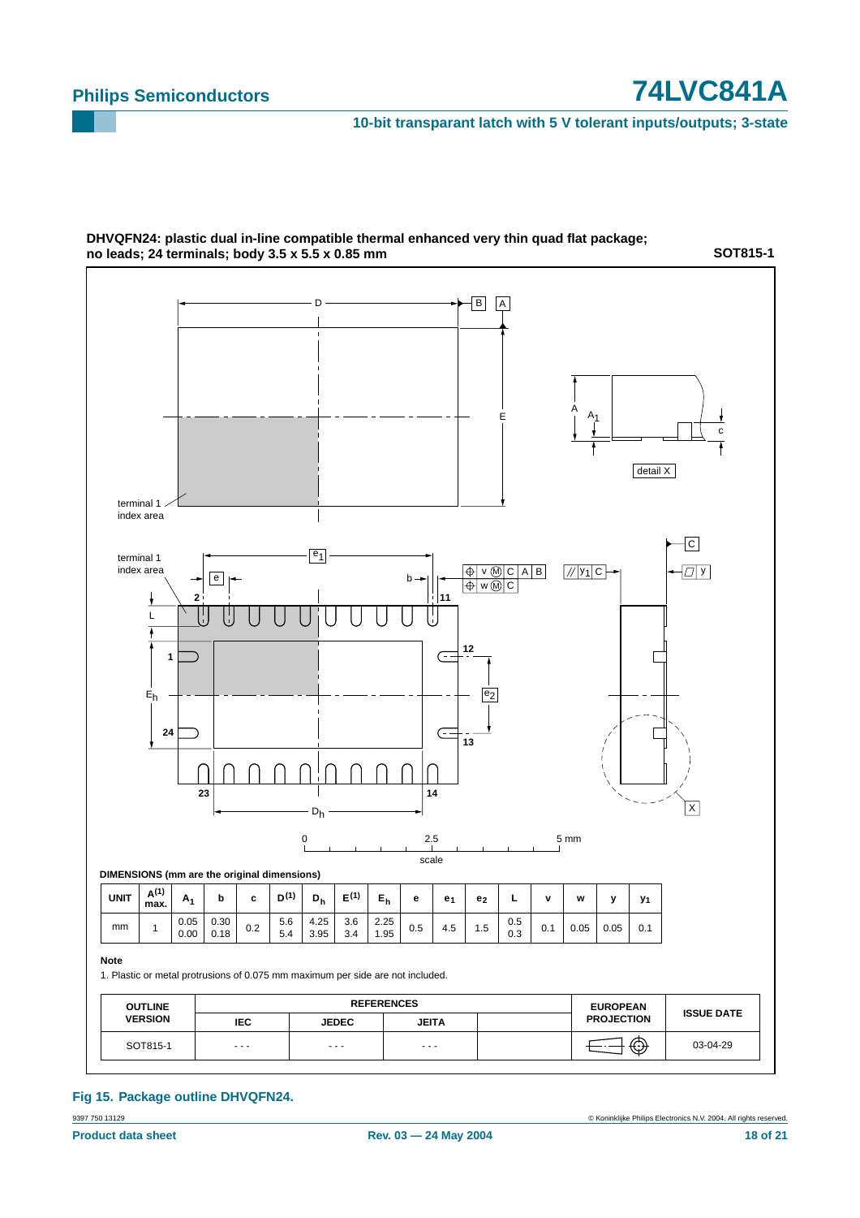**DHVQFN24: plastic dual in-line compatible thermal enhanced very thin quad flat package; no leads; 24 terminals; body 3.5 x 5.5 x 0.85 mm** **SOT815-1**

**DIMENSIONS (mm are the original dimensions)**

| UNIT | A(1) max. | $A_1$ | b | c | D(1) | $D_h$ | E(1) | $E_h$ | e | $e_1$ | $e_2$ | L | v | w | y | $y_1$ |
|---|---|---|---|---|---|---|---|---|---|---|---|---|---|---|---|---|
| mm | 1 | 0.05<br>0.00 | 0.30<br>0.18 | 0.2 | 5.6<br>5.4 | 4.25<br>3.95 | 3.6<br>3.4 | 2.25<br>1.95 | 0.5 | 4.5 | 1.5 | 0.5<br>0.3 | 0.1 | 0.05 | 0.05 | 0.1 |

**Note**

1. Plastic or metal protrusions of 0.075 mm maximum per side are not included.

| OUTLINE VERSION | REFERENCES IEC | REFERENCES JEDEC | REFERENCES JEITA | | EUROPEAN PROJECTION | ISSUE DATE |
|---|---|---|---|---|---|---|
| SOT815-1 | - - - | - - - | - - - | | | 03-04-29 |

**Fig 15. Package outline DHVQFN24.**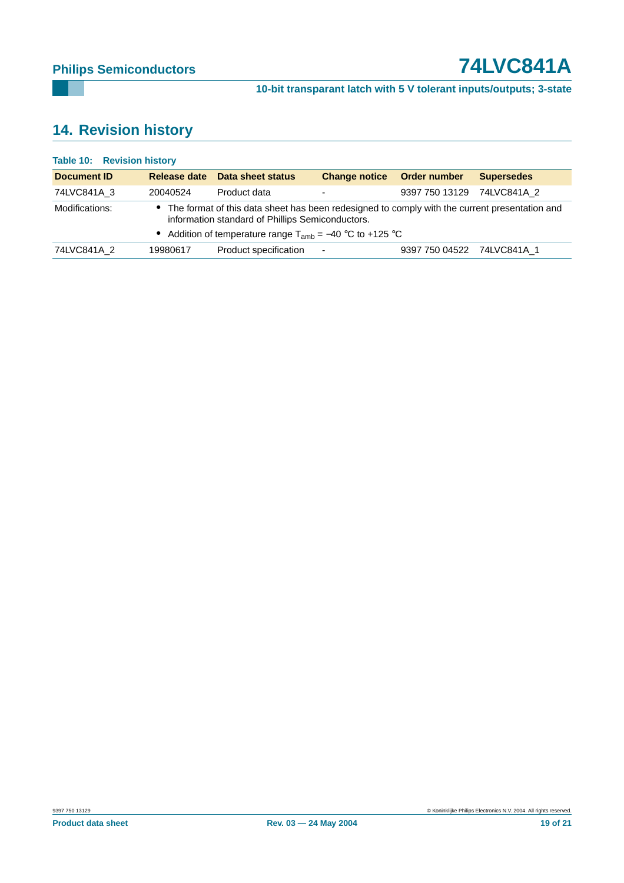## 14. Revision history

**Table 10: Revision history**

| Document ID | Release date | Data sheet status | Change notice | Order number | Supersedes |
|---|---|---|---|---|---|
| 74LVC841A_3 | 20040524 | Product data | - | 9397 750 13129 | 74LVC841A_2 |
| Modifications: | • The format of this data sheet has been redesigned to comply with the current presentation and information standard of Phillips Semiconductors. • Addition of temperature range $T_{amb}$ = −40 °C to +125 °C | | | | |
| 74LVC841A_2 | 19980617 | Product specification | - | 9397 750 04522 | 74LVC841A_1 |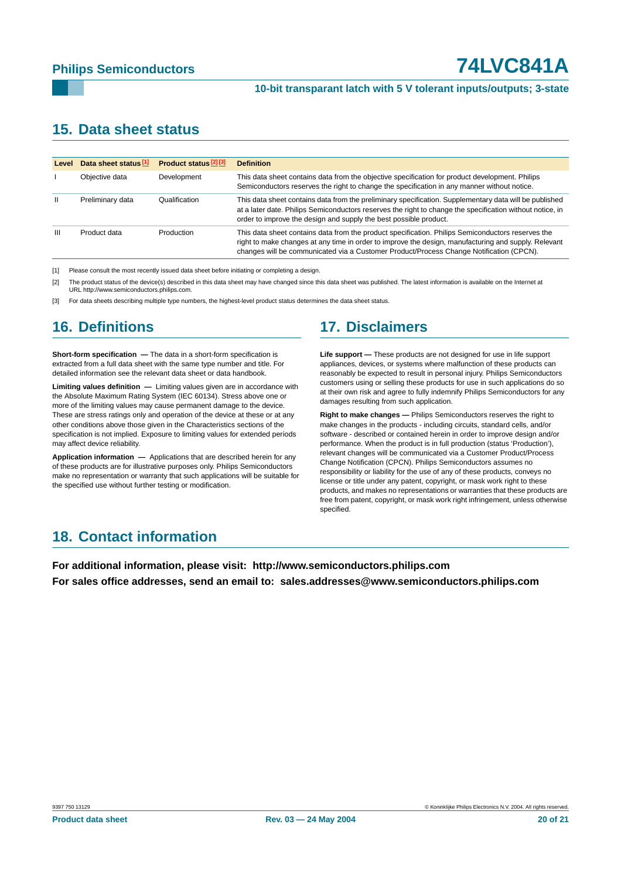## 15. Data sheet status

| Level | Data sheet status [1] | Product status [2] [3] | Definition |
|---|---|---|---|
| I | Objective data | Development | This data sheet contains data from the objective specification for product development. Philips Semiconductors reserves the right to change the specification in any manner without notice. |
| II | Preliminary data | Qualification | This data sheet contains data from the preliminary specification. Supplementary data will be published at a later date. Philips Semiconductors reserves the right to change the specification without notice, in order to improve the design and supply the best possible product. |
| III | Product data | Production | This data sheet contains data from the product specification. Philips Semiconductors reserves the right to make changes at any time in order to improve the design, manufacturing and supply. Relevant changes will be communicated via a Customer Product/Process Change Notification (CPCN). |

[1] Please consult the most recently issued data sheet before initiating or completing a design.

[2] The product status of the device(s) described in this data sheet may have changed since this data sheet was published. The latest information is available on the Internet at URL http://www.semiconductors.philips.com.

[3] For data sheets describing multiple type numbers, the highest-level product status determines the data sheet status.

## 16. Definitions

**Short-form specification —** The data in a short-form specification is extracted from a full data sheet with the same type number and title. For detailed information see the relevant data sheet or data handbook.

**Limiting values definition —** Limiting values given are in accordance with the Absolute Maximum Rating System (IEC 60134). Stress above one or more of the limiting values may cause permanent damage to the device. These are stress ratings only and operation of the device at these or at any other conditions above those given in the Characteristics sections of the specification is not implied. Exposure to limiting values for extended periods may affect device reliability.

**Application information —** Applications that are described herein for any of these products are for illustrative purposes only. Philips Semiconductors make no representation or warranty that such applications will be suitable for the specified use without further testing or modification.

## 17. Disclaimers

**Life support —** These products are not designed for use in life support appliances, devices, or systems where malfunction of these products can reasonably be expected to result in personal injury. Philips Semiconductors customers using or selling these products for use in such applications do so at their own risk and agree to fully indemnify Philips Semiconductors for any damages resulting from such application.

**Right to make changes —** Philips Semiconductors reserves the right to make changes in the products - including circuits, standard cells, and/or software - described or contained herein in order to improve design and/or performance. When the product is in full production (status 'Production'), relevant changes will be communicated via a Customer Product/Process Change Notification (CPCN). Philips Semiconductors assumes no responsibility or liability for the use of any of these products, conveys no license or title under any patent, copyright, or mask work right to these products, and makes no representations or warranties that these products are free from patent, copyright, or mask work right infringement, unless otherwise specified.

## 18. Contact information

**For additional information, please visit: http://www.semiconductors.philips.com**

**For sales office addresses, send an email to: sales.addresses@www.semiconductors.philips.com**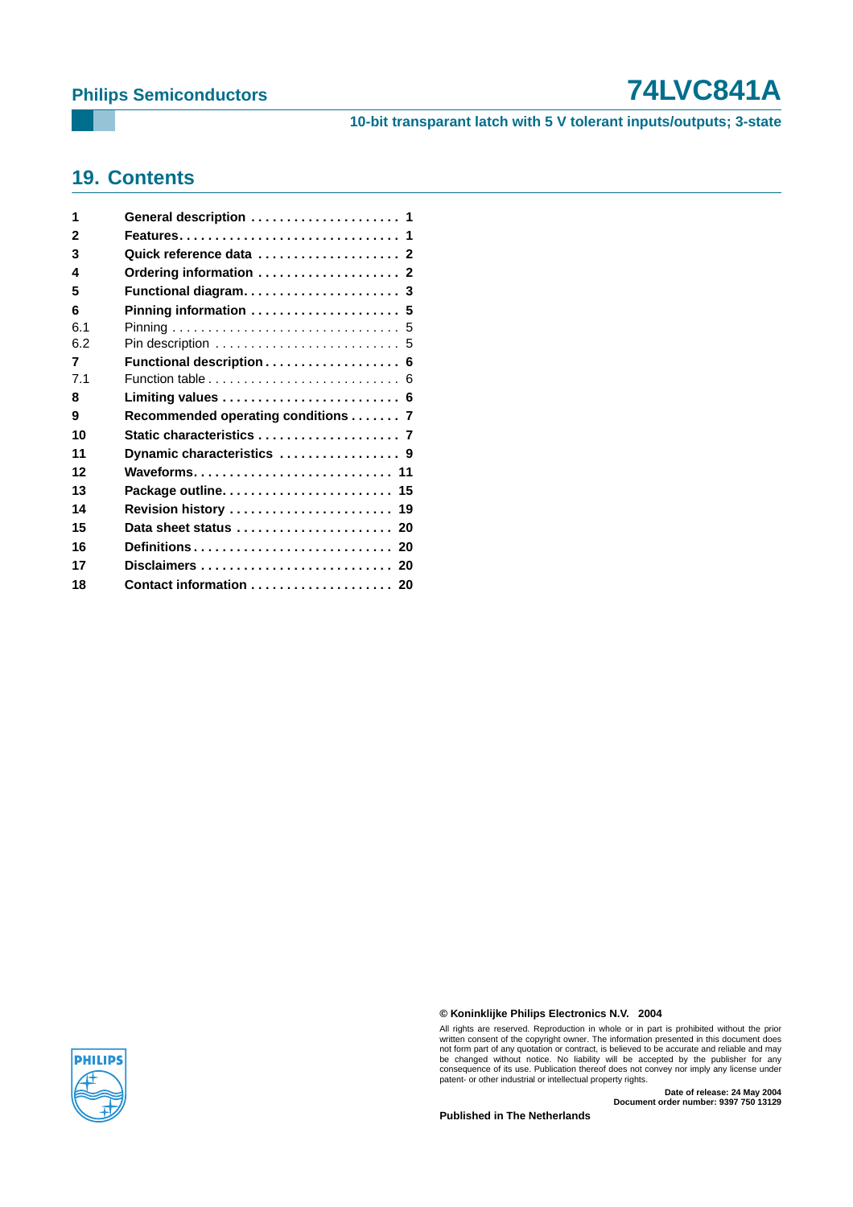## 19. Contents

| | | |
|---|---|---|
| **1** | **General description** | **1** |
| **2** | **Features** | **1** |
| **3** | **Quick reference data** | **2** |
| **4** | **Ordering information** | **2** |
| **5** | **Functional diagram** | **3** |
| **6** | **Pinning information** | **5** |
| 6.1 | Pinning | 5 |
| 6.2 | Pin description | 5 |
| **7** | **Functional description** | **6** |
| 7.1 | Function table | 6 |
| **8** | **Limiting values** | **6** |
| **9** | **Recommended operating conditions** | **7** |
| **10** | **Static characteristics** | **7** |
| **11** | **Dynamic characteristics** | **9** |
| **12** | **Waveforms** | **11** |
| **13** | **Package outline** | **15** |
| **14** | **Revision history** | **19** |
| **15** | **Data sheet status** | **20** |
| **16** | **Definitions** | **20** |
| **17** | **Disclaimers** | **20** |
| **18** | **Contact information** | **20** |

**© Koninklijke Philips Electronics N.V. 2004**

All rights are reserved. Reproduction in whole or in part is prohibited without the prior written consent of the copyright owner. The information presented in this document does not form part of any quotation or contract, is believed to be accurate and reliable and may be changed without notice. No liability will be accepted by the publisher for any consequence of its use. Publication thereof does not convey nor imply any license under patent- or other industrial or intellectual property rights.

**Date of release: 24 May 2004**
**Document order number: 9397 750 13129**

**Published in The Netherlands**